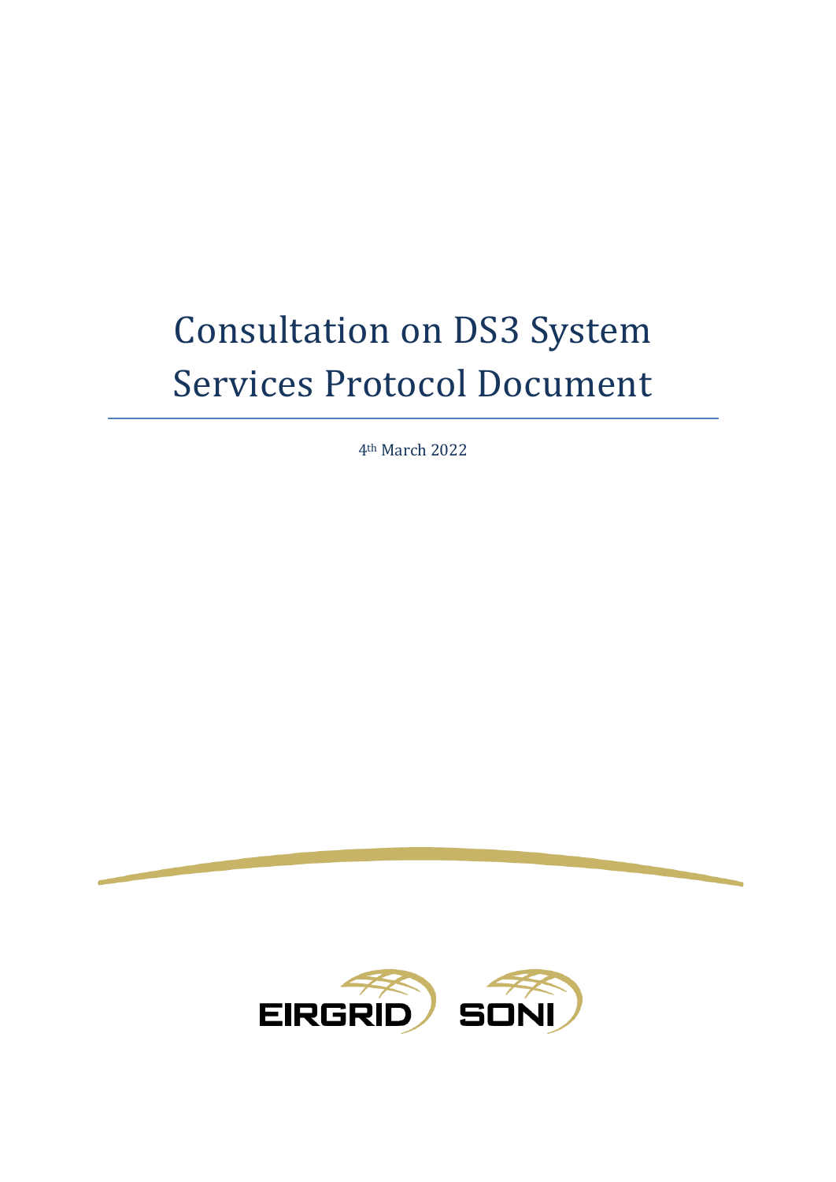# Consultation on DS3 System Services Protocol Document

4th March 2022

EIRGRID SONI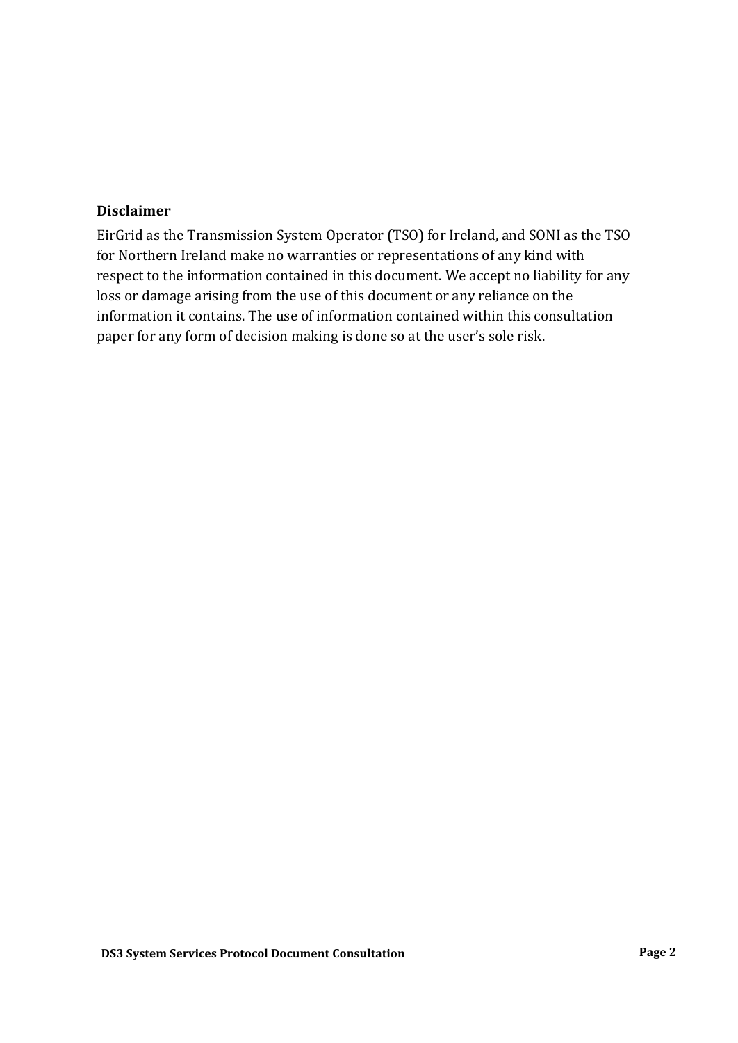**Disclaimer**

EirGrid as the Transmission System Operator (TSO) for Ireland, and SONI as the TSO for Northern Ireland make no warranties or representations of any kind with respect to the information contained in this document. We accept no liability for any loss or damage arising from the use of this document or any reliance on the information it contains. The use of information contained within this consultation paper for any form of decision making is done so at the user's sole risk.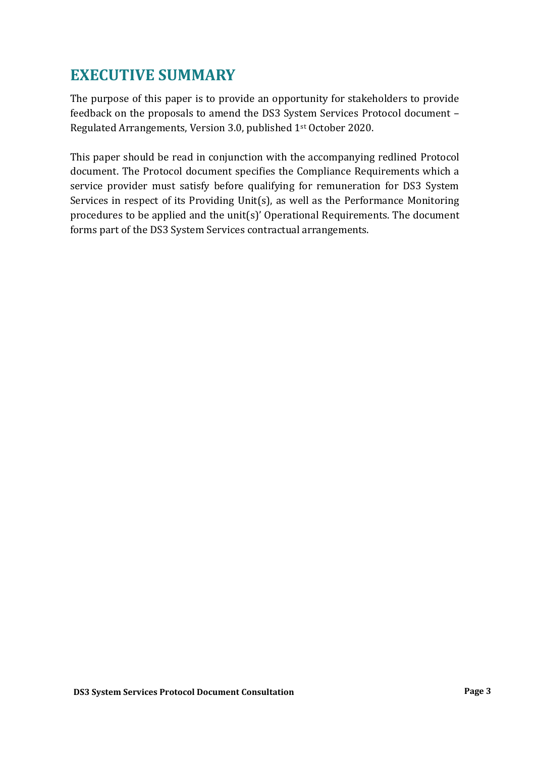# EXECUTIVE SUMMARY

The purpose of this paper is to provide an opportunity for stakeholders to provide feedback on the proposals to amend the DS3 System Services Protocol document – Regulated Arrangements, Version 3.0, published 1st October 2020.

This paper should be read in conjunction with the accompanying redlined Protocol document. The Protocol document specifies the Compliance Requirements which a service provider must satisfy before qualifying for remuneration for DS3 System Services in respect of its Providing Unit(s), as well as the Performance Monitoring procedures to be applied and the unit(s)' Operational Requirements. The document forms part of the DS3 System Services contractual arrangements.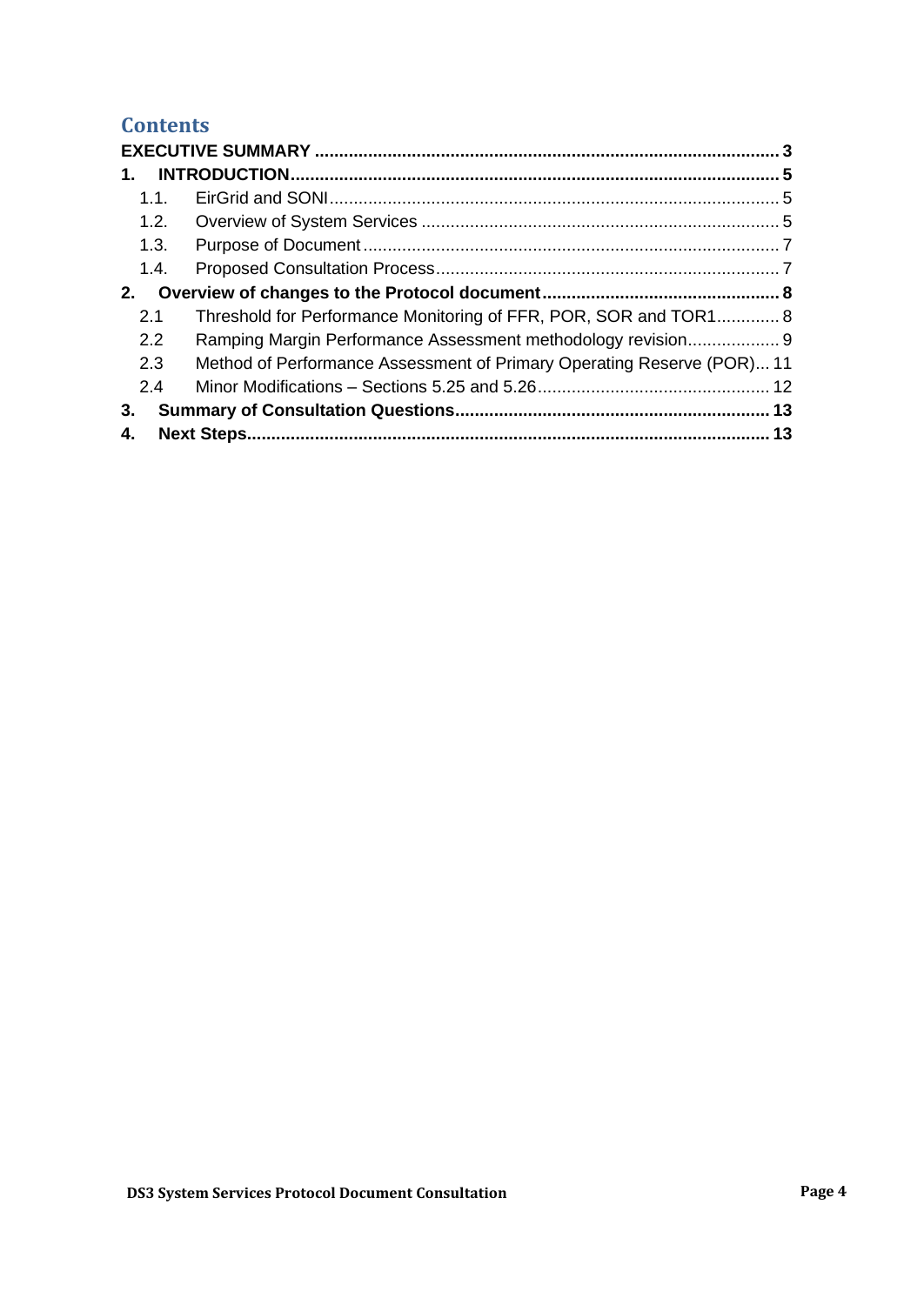## Contents

**EXECUTIVE SUMMARY** .......... **3**

**1. INTRODUCTION** .......... **5**

- 1.1. EirGrid and SONI .......... 5
- 1.2. Overview of System Services .......... 5
- 1.3. Purpose of Document .......... 7
- 1.4. Proposed Consultation Process .......... 7

**2. Overview of changes to the Protocol document** .......... **8**

- 2.1 Threshold for Performance Monitoring of FFR, POR, SOR and TOR1 .......... 8
- 2.2 Ramping Margin Performance Assessment methodology revision .......... 9
- 2.3 Method of Performance Assessment of Primary Operating Reserve (POR) .......... 11
- 2.4 Minor Modifications – Sections 5.25 and 5.26 .......... 12

**3. Summary of Consultation Questions** .......... **13**

**4. Next Steps** .......... **13**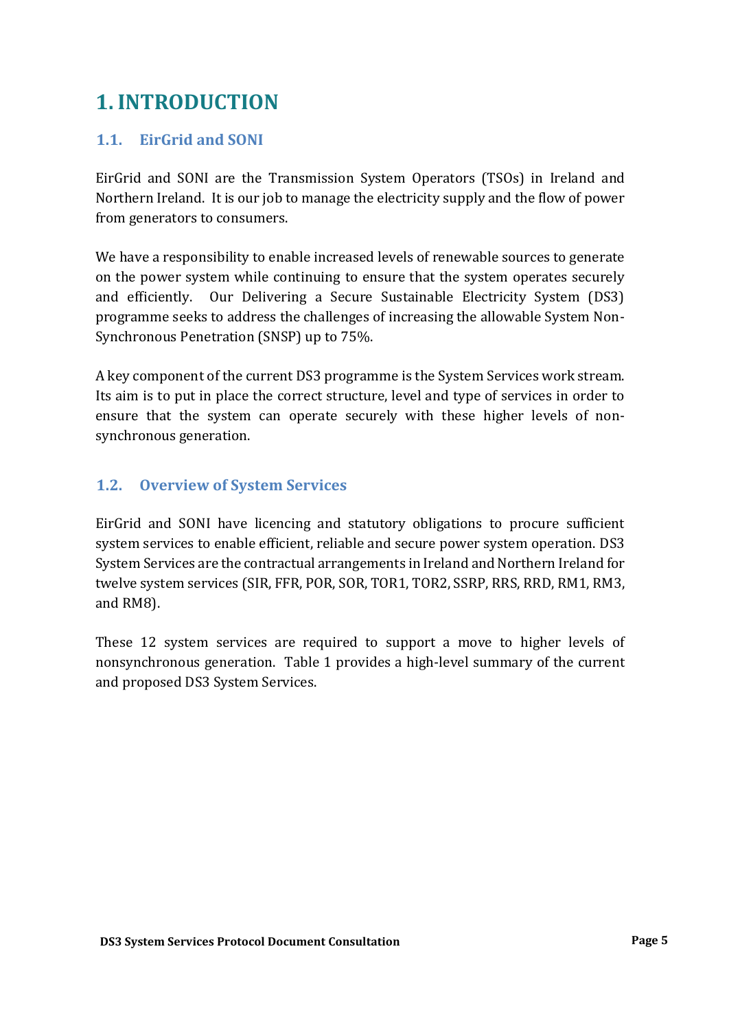# 1. INTRODUCTION

## 1.1. EirGrid and SONI

EirGrid and SONI are the Transmission System Operators (TSOs) in Ireland and Northern Ireland. It is our job to manage the electricity supply and the flow of power from generators to consumers.

We have a responsibility to enable increased levels of renewable sources to generate on the power system while continuing to ensure that the system operates securely and efficiently. Our Delivering a Secure Sustainable Electricity System (DS3) programme seeks to address the challenges of increasing the allowable System Non-Synchronous Penetration (SNSP) up to 75%.

A key component of the current DS3 programme is the System Services work stream. Its aim is to put in place the correct structure, level and type of services in order to ensure that the system can operate securely with these higher levels of non-synchronous generation.

## 1.2. Overview of System Services

EirGrid and SONI have licencing and statutory obligations to procure sufficient system services to enable efficient, reliable and secure power system operation. DS3 System Services are the contractual arrangements in Ireland and Northern Ireland for twelve system services (SIR, FFR, POR, SOR, TOR1, TOR2, SSRP, RRS, RRD, RM1, RM3, and RM8).

These 12 system services are required to support a move to higher levels of nonsynchronous generation. Table 1 provides a high-level summary of the current and proposed DS3 System Services.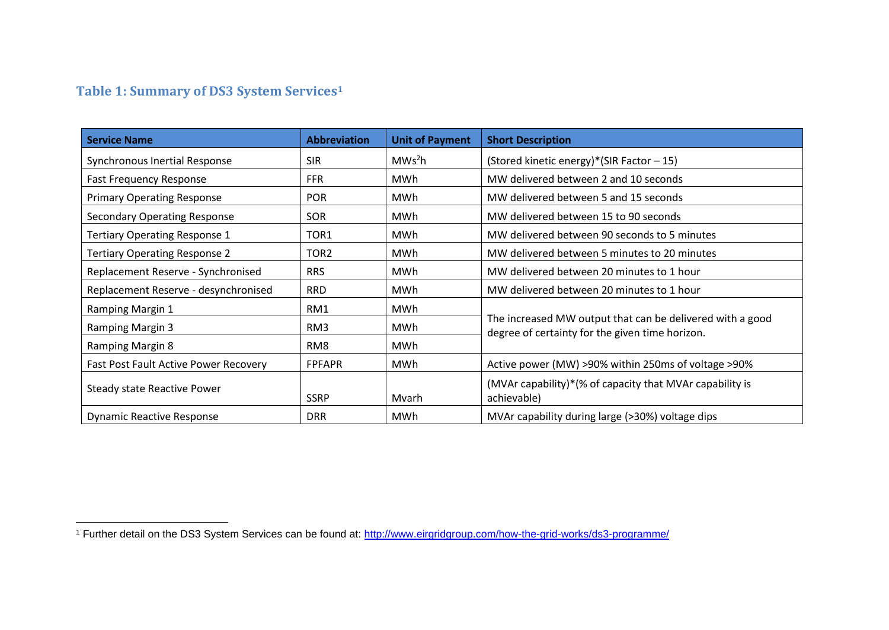### Table 1: Summary of DS3 System Services[1]

| Service Name | Abbreviation | Unit of Payment | Short Description |
|---|---|---|---|
| Synchronous Inertial Response | SIR | $MWs^2h$ | (Stored kinetic energy)*(SIR Factor – 15) |
| Fast Frequency Response | FFR | MWh | MW delivered between 2 and 10 seconds |
| Primary Operating Response | POR | MWh | MW delivered between 5 and 15 seconds |
| Secondary Operating Response | SOR | MWh | MW delivered between 15 to 90 seconds |
| Tertiary Operating Response 1 | TOR1 | MWh | MW delivered between 90 seconds to 5 minutes |
| Tertiary Operating Response 2 | TOR2 | MWh | MW delivered between 5 minutes to 20 minutes |
| Replacement Reserve - Synchronised | RRS | MWh | MW delivered between 20 minutes to 1 hour |
| Replacement Reserve - desynchronised | RRD | MWh | MW delivered between 20 minutes to 1 hour |
| Ramping Margin 1 | RM1 | MWh | The increased MW output that can be delivered with a good degree of certainty for the given time horizon. |
| Ramping Margin 3 | RM3 | MWh | |
| Ramping Margin 8 | RM8 | MWh | |
| Fast Post Fault Active Power Recovery | FPFAPR | MWh | Active power (MW) >90% within 250ms of voltage >90% |
| Steady state Reactive Power | SSRP | Mvarh | (MVAr capability)*(% of capacity that MVAr capability is achievable) |
| Dynamic Reactive Response | DRR | MWh | MVAr capability during large (>30%) voltage dips |

[1] Further detail on the DS3 System Services can be found at: http://www.eirgridgroup.com/how-the-grid-works/ds3-programme/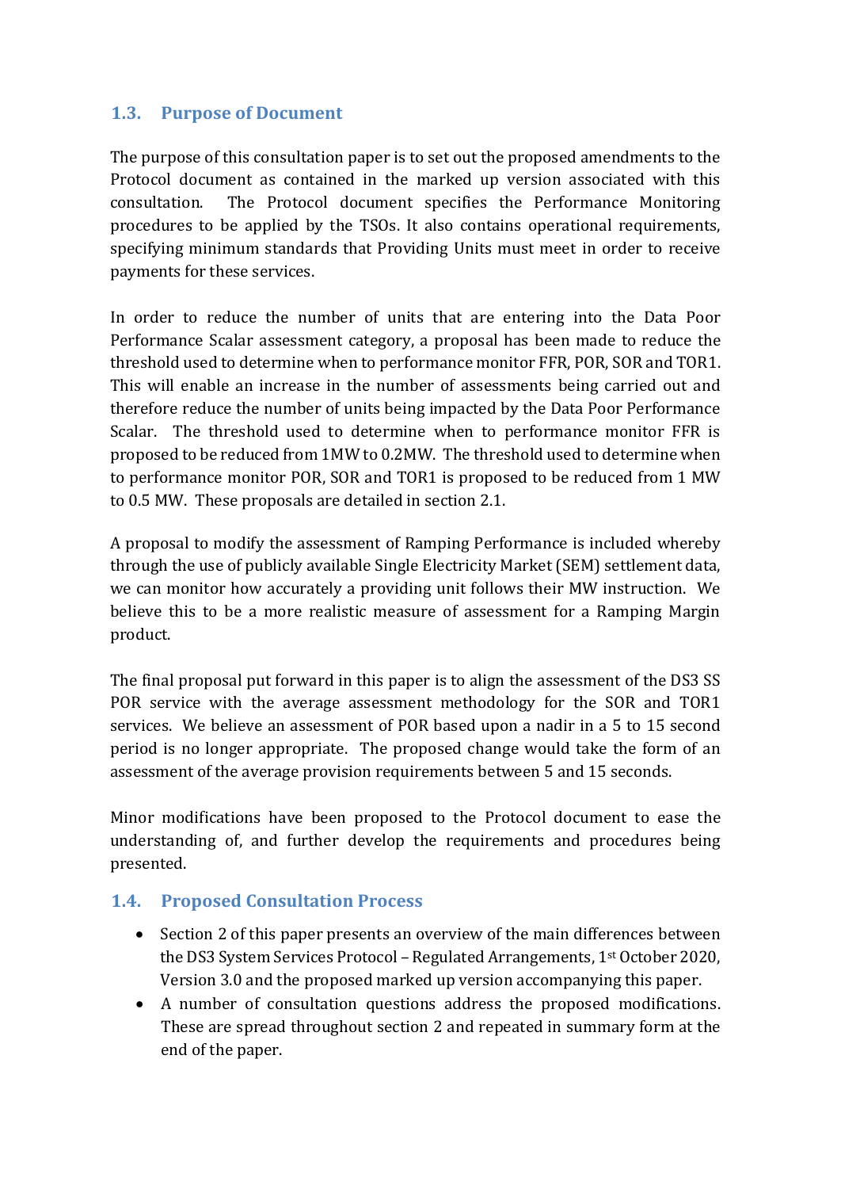### 1.3. Purpose of Document

The purpose of this consultation paper is to set out the proposed amendments to the Protocol document as contained in the marked up version associated with this consultation. The Protocol document specifies the Performance Monitoring procedures to be applied by the TSOs. It also contains operational requirements, specifying minimum standards that Providing Units must meet in order to receive payments for these services.

In order to reduce the number of units that are entering into the Data Poor Performance Scalar assessment category, a proposal has been made to reduce the threshold used to determine when to performance monitor FFR, POR, SOR and TOR1. This will enable an increase in the number of assessments being carried out and therefore reduce the number of units being impacted by the Data Poor Performance Scalar. The threshold used to determine when to performance monitor FFR is proposed to be reduced from 1MW to 0.2MW. The threshold used to determine when to performance monitor POR, SOR and TOR1 is proposed to be reduced from 1 MW to 0.5 MW. These proposals are detailed in section 2.1.

A proposal to modify the assessment of Ramping Performance is included whereby through the use of publicly available Single Electricity Market (SEM) settlement data, we can monitor how accurately a providing unit follows their MW instruction. We believe this to be a more realistic measure of assessment for a Ramping Margin product.

The final proposal put forward in this paper is to align the assessment of the DS3 SS POR service with the average assessment methodology for the SOR and TOR1 services. We believe an assessment of POR based upon a nadir in a 5 to 15 second period is no longer appropriate. The proposed change would take the form of an assessment of the average provision requirements between 5 and 15 seconds.

Minor modifications have been proposed to the Protocol document to ease the understanding of, and further develop the requirements and procedures being presented.

### 1.4. Proposed Consultation Process

- Section 2 of this paper presents an overview of the main differences between the DS3 System Services Protocol – Regulated Arrangements, 1st October 2020, Version 3.0 and the proposed marked up version accompanying this paper.
- A number of consultation questions address the proposed modifications. These are spread throughout section 2 and repeated in summary form at the end of the paper.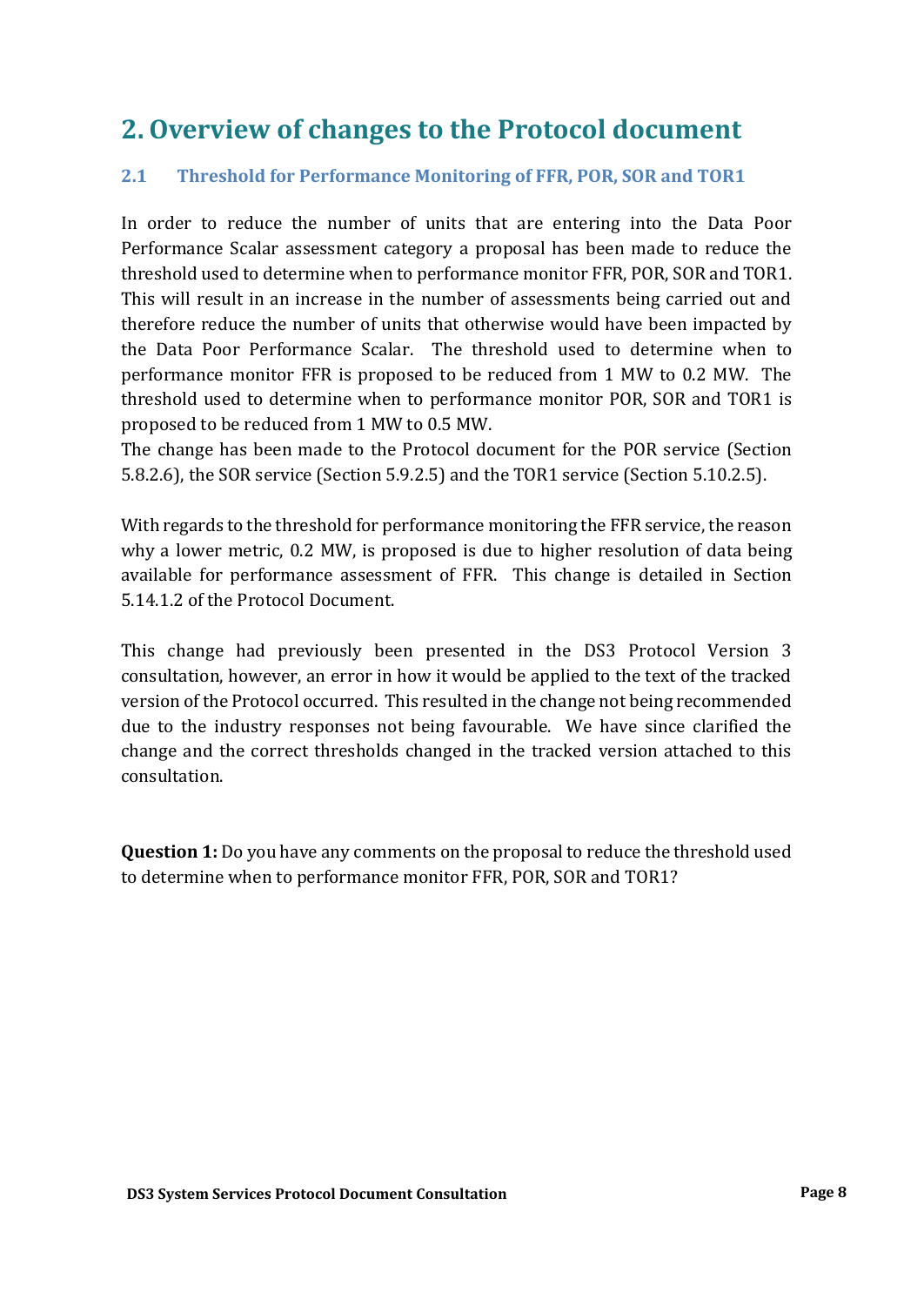# 2. Overview of changes to the Protocol document

## 2.1 Threshold for Performance Monitoring of FFR, POR, SOR and TOR1

In order to reduce the number of units that are entering into the Data Poor Performance Scalar assessment category a proposal has been made to reduce the threshold used to determine when to performance monitor FFR, POR, SOR and TOR1. This will result in an increase in the number of assessments being carried out and therefore reduce the number of units that otherwise would have been impacted by the Data Poor Performance Scalar. The threshold used to determine when to performance monitor FFR is proposed to be reduced from 1 MW to 0.2 MW. The threshold used to determine when to performance monitor POR, SOR and TOR1 is proposed to be reduced from 1 MW to 0.5 MW.
The change has been made to the Protocol document for the POR service (Section 5.8.2.6), the SOR service (Section 5.9.2.5) and the TOR1 service (Section 5.10.2.5).

With regards to the threshold for performance monitoring the FFR service, the reason why a lower metric, 0.2 MW, is proposed is due to higher resolution of data being available for performance assessment of FFR. This change is detailed in Section 5.14.1.2 of the Protocol Document.

This change had previously been presented in the DS3 Protocol Version 3 consultation, however, an error in how it would be applied to the text of the tracked version of the Protocol occurred. This resulted in the change not being recommended due to the industry responses not being favourable. We have since clarified the change and the correct thresholds changed in the tracked version attached to this consultation.

**Question 1:** Do you have any comments on the proposal to reduce the threshold used to determine when to performance monitor FFR, POR, SOR and TOR1?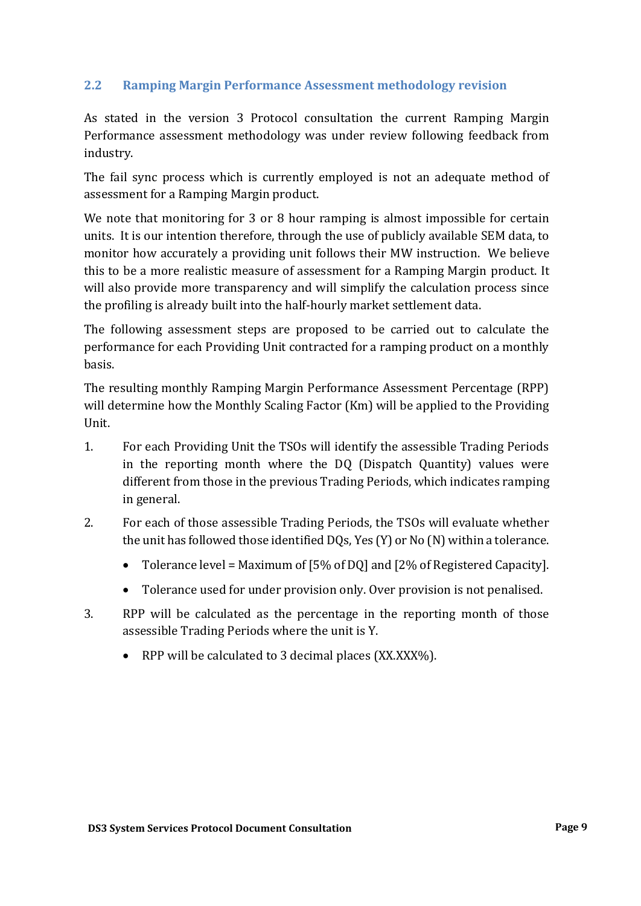## 2.2 Ramping Margin Performance Assessment methodology revision

As stated in the version 3 Protocol consultation the current Ramping Margin Performance assessment methodology was under review following feedback from industry.

The fail sync process which is currently employed is not an adequate method of assessment for a Ramping Margin product.

We note that monitoring for 3 or 8 hour ramping is almost impossible for certain units. It is our intention therefore, through the use of publicly available SEM data, to monitor how accurately a providing unit follows their MW instruction. We believe this to be a more realistic measure of assessment for a Ramping Margin product. It will also provide more transparency and will simplify the calculation process since the profiling is already built into the half-hourly market settlement data.

The following assessment steps are proposed to be carried out to calculate the performance for each Providing Unit contracted for a ramping product on a monthly basis.

The resulting monthly Ramping Margin Performance Assessment Percentage (RPP) will determine how the Monthly Scaling Factor (Km) will be applied to the Providing Unit.

1. For each Providing Unit the TSOs will identify the assessible Trading Periods in the reporting month where the DQ (Dispatch Quantity) values were different from those in the previous Trading Periods, which indicates ramping in general.

2. For each of those assessible Trading Periods, the TSOs will evaluate whether the unit has followed those identified DQs, Yes (Y) or No (N) within a tolerance.
   - Tolerance level = Maximum of [5% of DQ] and [2% of Registered Capacity].
   - Tolerance used for under provision only. Over provision is not penalised.

3. RPP will be calculated as the percentage in the reporting month of those assessible Trading Periods where the unit is Y.
   - RPP will be calculated to 3 decimal places (XX.XXX%).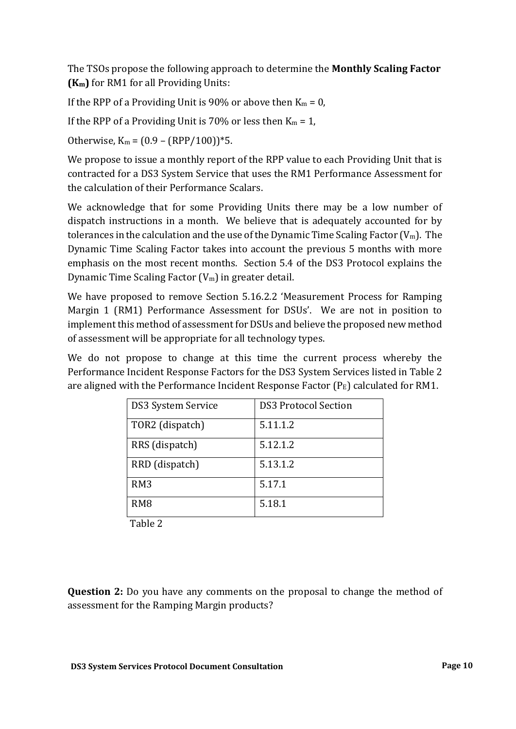The TSOs propose the following approach to determine the **Monthly Scaling Factor ($K_m$)** for RM1 for all Providing Units:

If the RPP of a Providing Unit is 90% or above then $K_m = 0$,

If the RPP of a Providing Unit is 70% or less then $K_m = 1$,

Otherwise, $K_m = (0.9 – (RPP/100))*5$.

We propose to issue a monthly report of the RPP value to each Providing Unit that is contracted for a DS3 System Service that uses the RM1 Performance Assessment for the calculation of their Performance Scalars.

We acknowledge that for some Providing Units there may be a low number of dispatch instructions in a month. We believe that is adequately accounted for by tolerances in the calculation and the use of the Dynamic Time Scaling Factor ($V_m$). The Dynamic Time Scaling Factor takes into account the previous 5 months with more emphasis on the most recent months. Section 5.4 of the DS3 Protocol explains the Dynamic Time Scaling Factor ($V_m$) in greater detail.

We have proposed to remove Section 5.16.2.2 'Measurement Process for Ramping Margin 1 (RM1) Performance Assessment for DSUs'. We are not in position to implement this method of assessment for DSUs and believe the proposed new method of assessment will be appropriate for all technology types.

We do not propose to change at this time the current process whereby the Performance Incident Response Factors for the DS3 System Services listed in Table 2 are aligned with the Performance Incident Response Factor ($P_E$) calculated for RM1.

| DS3 System Service | DS3 Protocol Section |
|---|---|
| TOR2 (dispatch) | 5.11.1.2 |
| RRS (dispatch) | 5.12.1.2 |
| RRD (dispatch) | 5.13.1.2 |
| RM3 | 5.17.1 |
| RM8 | 5.18.1 |

Table 2

**Question 2:** Do you have any comments on the proposal to change the method of assessment for the Ramping Margin products?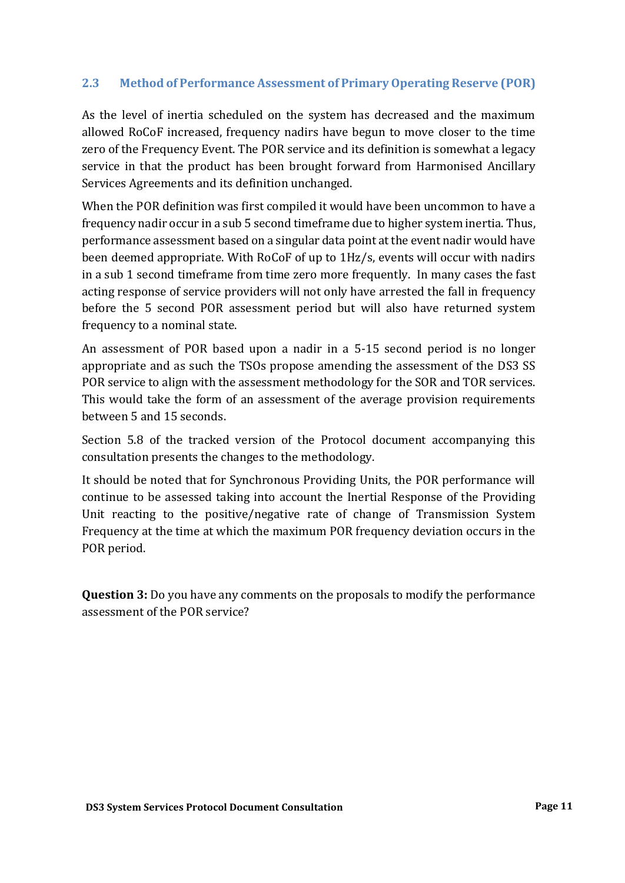## 2.3 Method of Performance Assessment of Primary Operating Reserve (POR)

As the level of inertia scheduled on the system has decreased and the maximum allowed RoCoF increased, frequency nadirs have begun to move closer to the time zero of the Frequency Event. The POR service and its definition is somewhat a legacy service in that the product has been brought forward from Harmonised Ancillary Services Agreements and its definition unchanged.

When the POR definition was first compiled it would have been uncommon to have a frequency nadir occur in a sub 5 second timeframe due to higher system inertia. Thus, performance assessment based on a singular data point at the event nadir would have been deemed appropriate. With RoCoF of up to 1Hz/s, events will occur with nadirs in a sub 1 second timeframe from time zero more frequently. In many cases the fast acting response of service providers will not only have arrested the fall in frequency before the 5 second POR assessment period but will also have returned system frequency to a nominal state.

An assessment of POR based upon a nadir in a 5-15 second period is no longer appropriate and as such the TSOs propose amending the assessment of the DS3 SS POR service to align with the assessment methodology for the SOR and TOR services. This would take the form of an assessment of the average provision requirements between 5 and 15 seconds.

Section 5.8 of the tracked version of the Protocol document accompanying this consultation presents the changes to the methodology.

It should be noted that for Synchronous Providing Units, the POR performance will continue to be assessed taking into account the Inertial Response of the Providing Unit reacting to the positive/negative rate of change of Transmission System Frequency at the time at which the maximum POR frequency deviation occurs in the POR period.

**Question 3:** Do you have any comments on the proposals to modify the performance assessment of the POR service?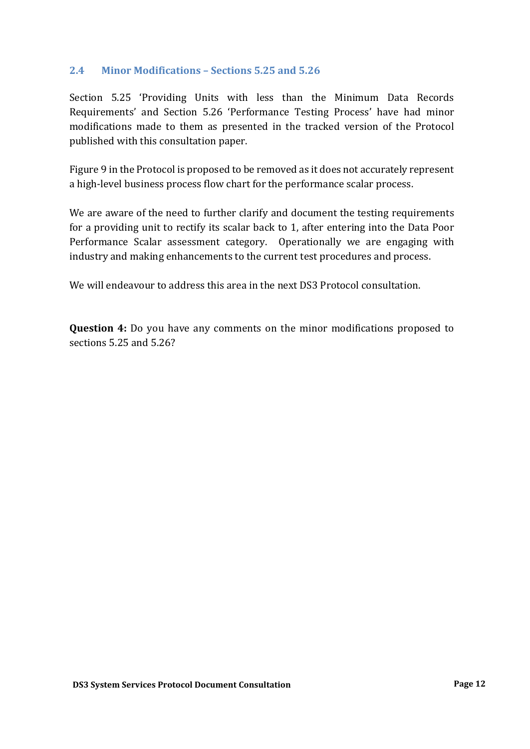### 2.4 Minor Modifications – Sections 5.25 and 5.26

Section 5.25 'Providing Units with less than the Minimum Data Records Requirements' and Section 5.26 'Performance Testing Process' have had minor modifications made to them as presented in the tracked version of the Protocol published with this consultation paper.

Figure 9 in the Protocol is proposed to be removed as it does not accurately represent a high-level business process flow chart for the performance scalar process.

We are aware of the need to further clarify and document the testing requirements for a providing unit to rectify its scalar back to 1, after entering into the Data Poor Performance Scalar assessment category. Operationally we are engaging with industry and making enhancements to the current test procedures and process.

We will endeavour to address this area in the next DS3 Protocol consultation.

**Question 4:** Do you have any comments on the minor modifications proposed to sections 5.25 and 5.26?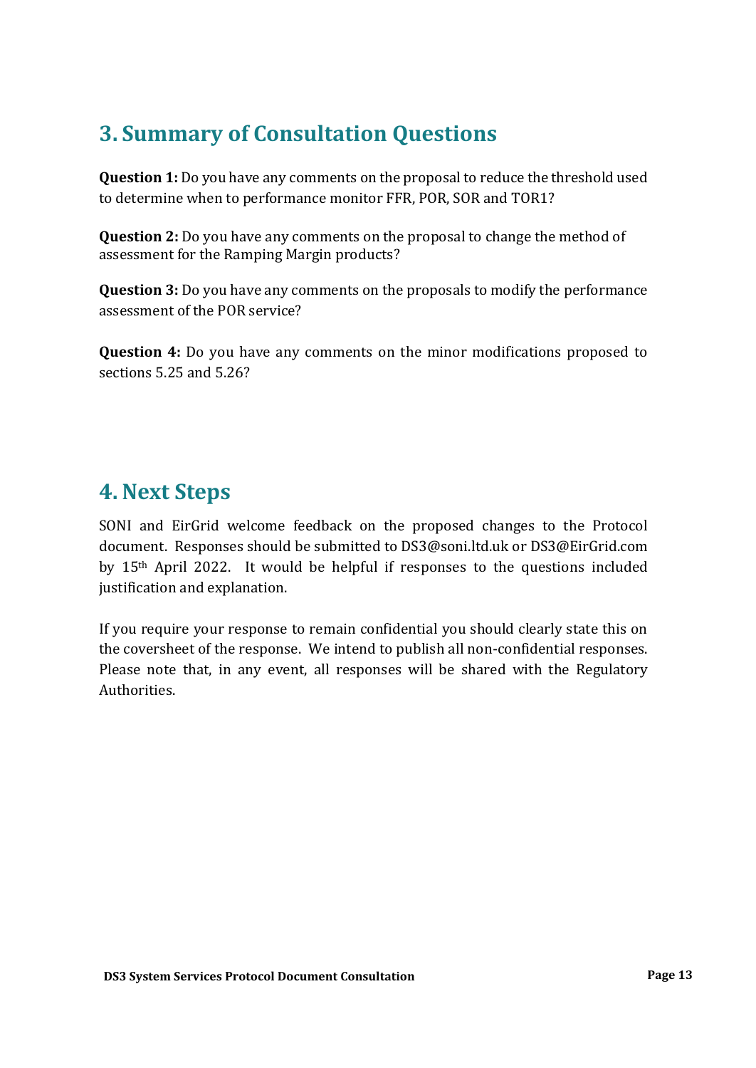## 3. Summary of Consultation Questions

**Question 1:** Do you have any comments on the proposal to reduce the threshold used to determine when to performance monitor FFR, POR, SOR and TOR1?

**Question 2:** Do you have any comments on the proposal to change the method of assessment for the Ramping Margin products?

**Question 3:** Do you have any comments on the proposals to modify the performance assessment of the POR service?

**Question 4:** Do you have any comments on the minor modifications proposed to sections 5.25 and 5.26?

## 4. Next Steps

SONI and EirGrid welcome feedback on the proposed changes to the Protocol document. Responses should be submitted to DS3@soni.ltd.uk or DS3@EirGrid.com by 15th April 2022. It would be helpful if responses to the questions included justification and explanation.

If you require your response to remain confidential you should clearly state this on the coversheet of the response. We intend to publish all non-confidential responses. Please note that, in any event, all responses will be shared with the Regulatory Authorities.